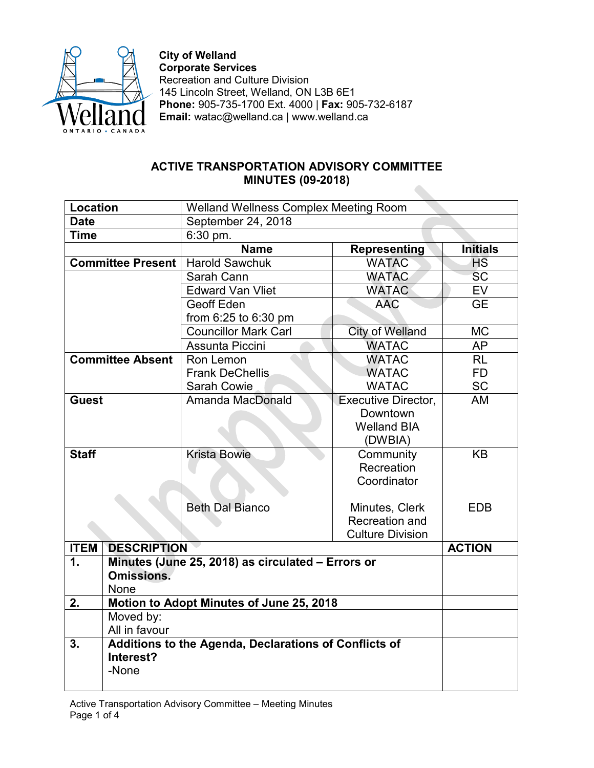**City of Welland**
**Corporate Services**
Recreation and Culture Division
145 Lincoln Street, Welland, ON L3B 6E1
**Phone:** 905-735-1700 Ext. 4000 | **Fax:** 905-732-6187
**Email:** watac@welland.ca | www.welland.ca

## ACTIVE TRANSPORTATION ADVISORY COMMITTEE
## MINUTES (09-2018)

| | | | |
|---|---|---|---|
| **Location** | Welland Wellness Complex Meeting Room | | |
| **Date** | September 24, 2018 | | |
| **Time** | 6:30 pm. | | |
| | **Name** | **Representing** | **Initials** |
| **Committee Present** | Harold Sawchuk | WATAC | HS |
| | Sarah Cann | WATAC | SC |
| | Edward Van Vliet | WATAC | EV |
| | Geoff Eden from 6:25 to 6:30 pm | AAC | GE |
| | Councillor Mark Carl | City of Welland | MC |
| | Assunta Piccini | WATAC | AP |
| **Committee Absent** | Ron Lemon<br>Frank DeChellis<br>Sarah Cowie | WATAC<br>WATAC<br>WATAC | RL<br>FD<br>SC |
| **Guest** | Amanda MacDonald | Executive Director, Downtown Welland BIA (DWBIA) | AM |
| **Staff** | Krista Bowie | Community Recreation Coordinator | KB |
| | Beth Dal Bianco | Minutes, Clerk Recreation and Culture Division | EDB |

| ITEM | DESCRIPTION | ACTION |
|---|---|---|
| 1. | **Minutes (June 25, 2018) as circulated – Errors or Omissions.**<br>None | |
| 2. | **Motion to Adopt Minutes of June 25, 2018** | |
| | Moved by:<br>All in favour | |
| 3. | **Additions to the Agenda, Declarations of Conflicts of Interest?**<br>-None | |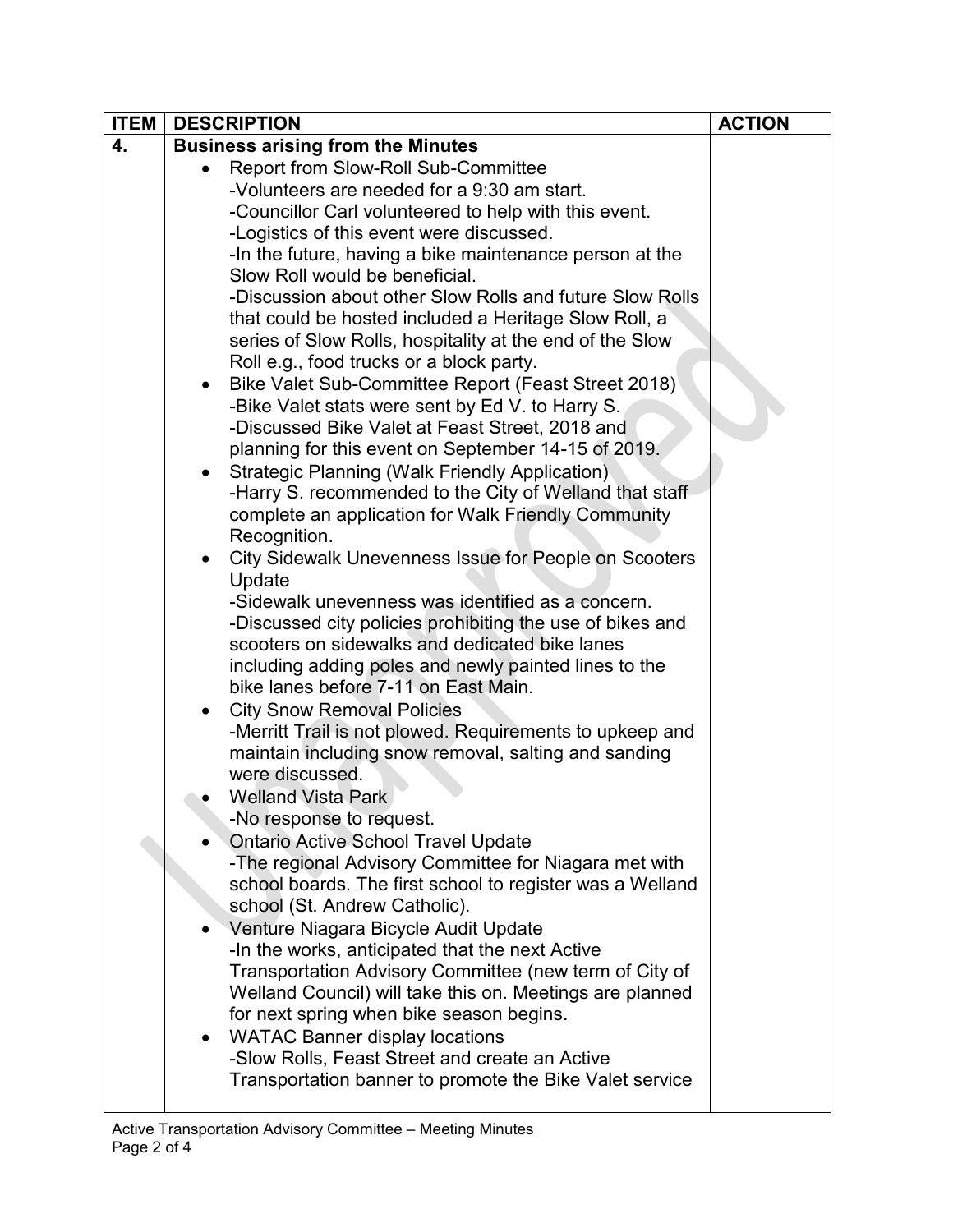| ITEM | DESCRIPTION | ACTION |
|---|---|---|
| 4. | **Business arising from the Minutes**<br>• Report from Slow-Roll Sub-Committee<br>-Volunteers are needed for a 9:30 am start.<br>-Councillor Carl volunteered to help with this event.<br>-Logistics of this event were discussed.<br>-In the future, having a bike maintenance person at the Slow Roll would be beneficial.<br>-Discussion about other Slow Rolls and future Slow Rolls that could be hosted included a Heritage Slow Roll, a series of Slow Rolls, hospitality at the end of the Slow Roll e.g., food trucks or a block party.<br>• Bike Valet Sub-Committee Report (Feast Street 2018)<br>-Bike Valet stats were sent by Ed V. to Harry S.<br>-Discussed Bike Valet at Feast Street, 2018 and planning for this event on September 14-15 of 2019.<br>• Strategic Planning (Walk Friendly Application)<br>-Harry S. recommended to the City of Welland that staff complete an application for Walk Friendly Community Recognition.<br>• City Sidewalk Unevenness Issue for People on Scooters Update<br>-Sidewalk unevenness was identified as a concern.<br>-Discussed city policies prohibiting the use of bikes and scooters on sidewalks and dedicated bike lanes including adding poles and newly painted lines to the bike lanes before 7-11 on East Main.<br>• City Snow Removal Policies<br>-Merritt Trail is not plowed. Requirements to upkeep and maintain including snow removal, salting and sanding were discussed.<br>• Welland Vista Park<br>-No response to request.<br>• Ontario Active School Travel Update<br>-The regional Advisory Committee for Niagara met with school boards. The first school to register was a Welland school (St. Andrew Catholic).<br>• Venture Niagara Bicycle Audit Update<br>-In the works, anticipated that the next Active Transportation Advisory Committee (new term of City of Welland Council) will take this on. Meetings are planned for next spring when bike season begins.<br>• WATAC Banner display locations<br>-Slow Rolls, Feast Street and create an Active Transportation banner to promote the Bike Valet service | |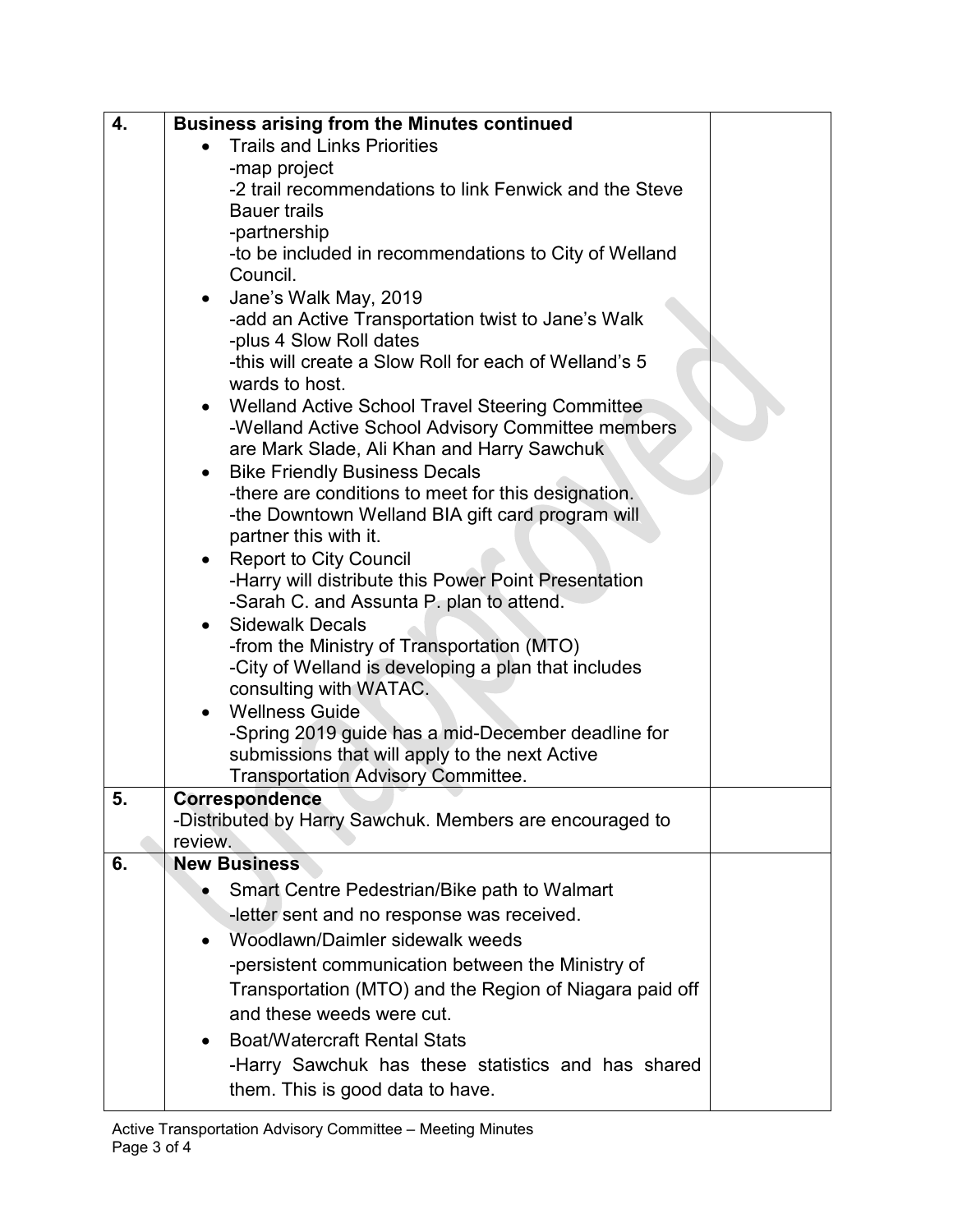| | | |
|---|---|---|
| 4. | **Business arising from the Minutes continued**<br>• Trails and Links Priorities<br>-map project<br>-2 trail recommendations to link Fenwick and the Steve Bauer trails<br>-partnership<br>-to be included in recommendations to City of Welland Council.<br>• Jane's Walk May, 2019<br>-add an Active Transportation twist to Jane's Walk<br>-plus 4 Slow Roll dates<br>-this will create a Slow Roll for each of Welland's 5 wards to host.<br>• Welland Active School Travel Steering Committee<br>-Welland Active School Advisory Committee members are Mark Slade, Ali Khan and Harry Sawchuk<br>• Bike Friendly Business Decals<br>-there are conditions to meet for this designation.<br>-the Downtown Welland BIA gift card program will partner this with it.<br>• Report to City Council<br>-Harry will distribute this Power Point Presentation<br>-Sarah C. and Assunta P. plan to attend.<br>• Sidewalk Decals<br>-from the Ministry of Transportation (MTO)<br>-City of Welland is developing a plan that includes consulting with WATAC.<br>• Wellness Guide<br>-Spring 2019 guide has a mid-December deadline for submissions that will apply to the next Active Transportation Advisory Committee. | |
| 5. | **Correspondence**<br>-Distributed by Harry Sawchuk. Members are encouraged to review. | |
| 6. | **New Business**<br>• Smart Centre Pedestrian/Bike path to Walmart<br>-letter sent and no response was received.<br>• Woodlawn/Daimler sidewalk weeds<br>-persistent communication between the Ministry of Transportation (MTO) and the Region of Niagara paid off and these weeds were cut.<br>• Boat/Watercraft Rental Stats<br>-Harry Sawchuk has these statistics and has shared them. This is good data to have. | |

Active Transportation Advisory Committee – Meeting Minutes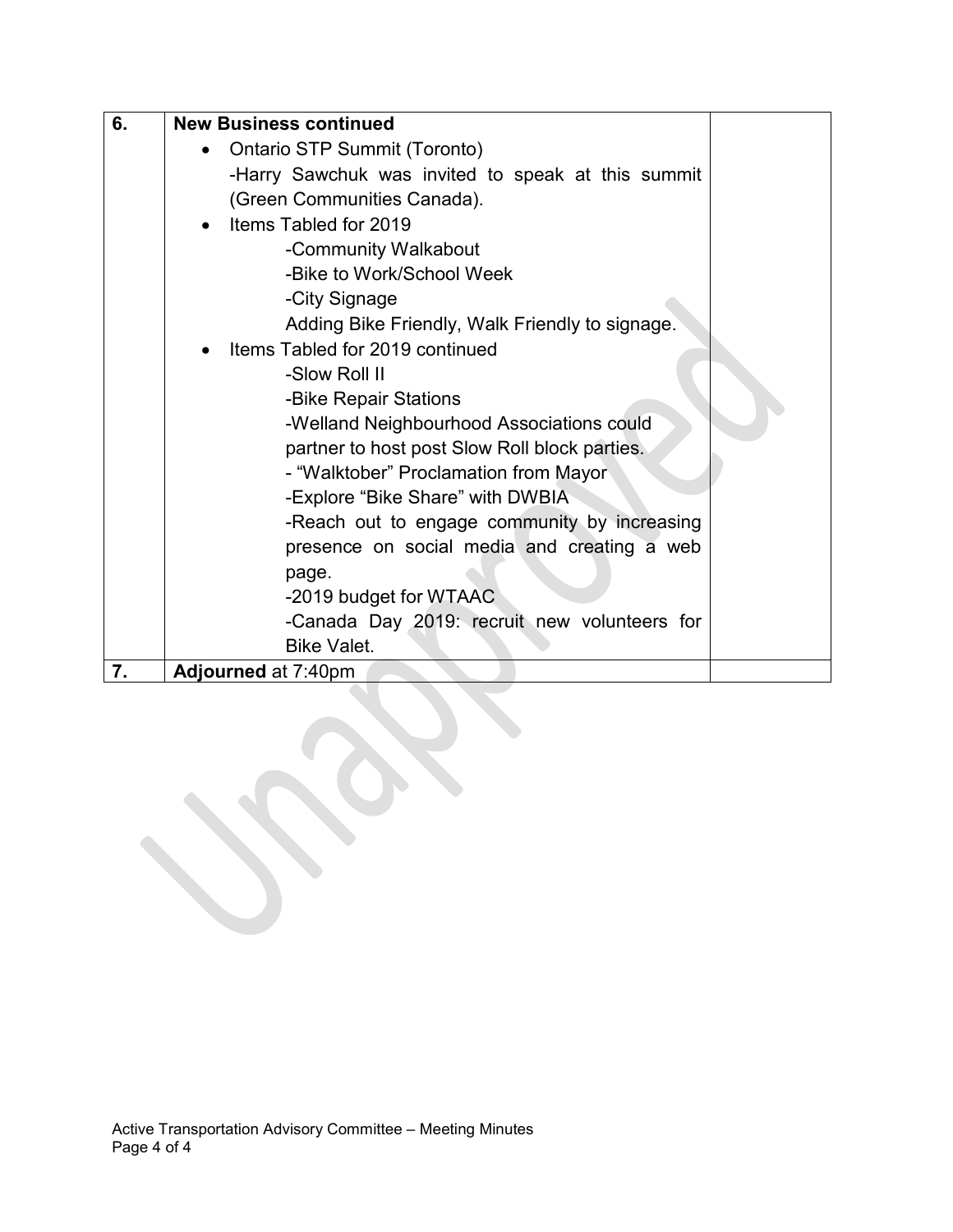| | | |
|---|---|---|
| 6. | **New Business continued**<br>• Ontario STP Summit (Toronto)<br>-Harry Sawchuk was invited to speak at this summit (Green Communities Canada).<br>• Items Tabled for 2019<br>-Community Walkabout<br>-Bike to Work/School Week<br>-City Signage<br>Adding Bike Friendly, Walk Friendly to signage.<br>• Items Tabled for 2019 continued<br>-Slow Roll II<br>-Bike Repair Stations<br>-Welland Neighbourhood Associations could partner to host post Slow Roll block parties.<br>- "Walktober" Proclamation from Mayor<br>-Explore "Bike Share" with DWBIA<br>-Reach out to engage community by increasing presence on social media and creating a web page.<br>-2019 budget for WTAAC<br>-Canada Day 2019: recruit new volunteers for Bike Valet. | |
| 7. | **Adjourned** at 7:40pm | |

Unapproved